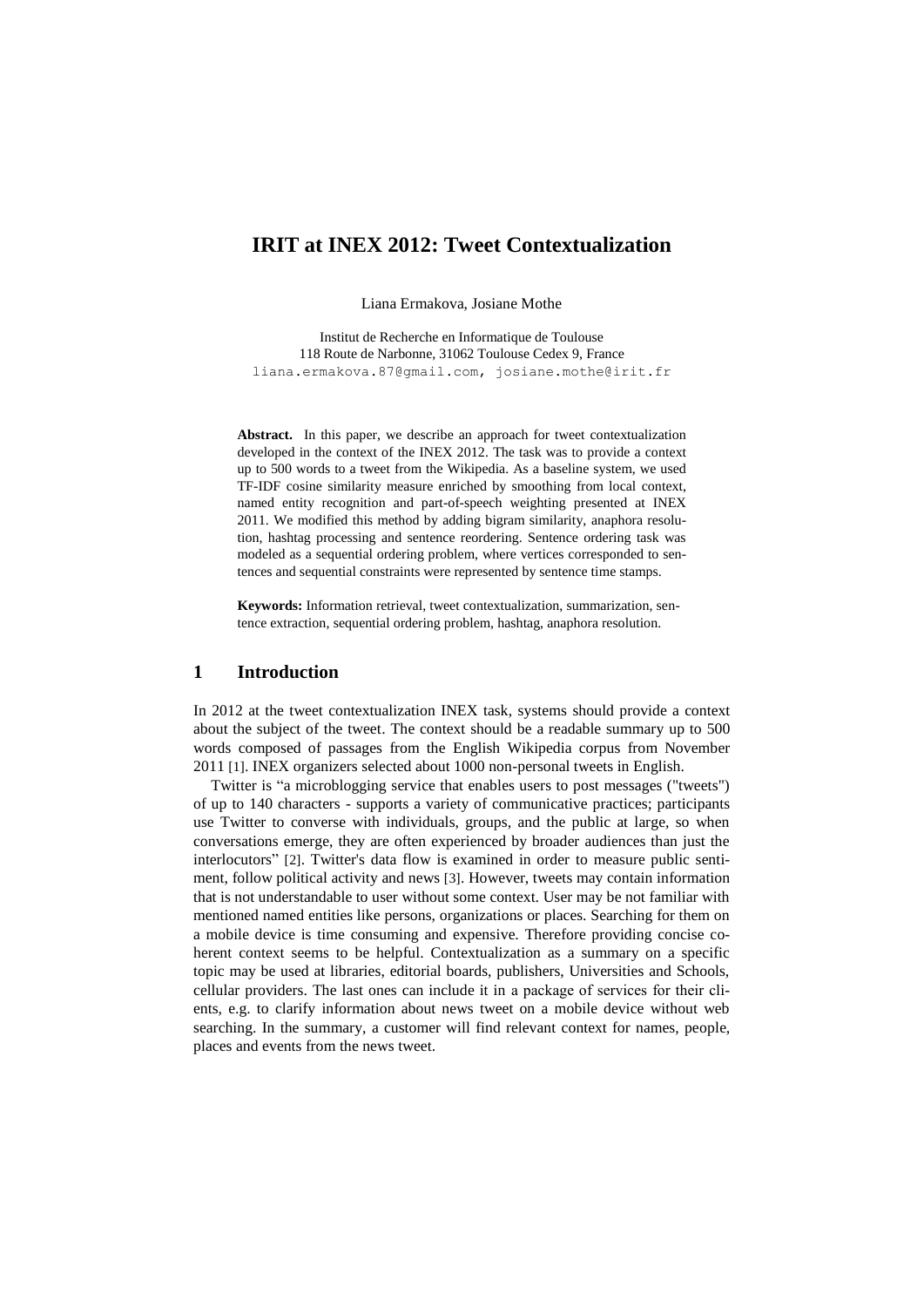# IRIT at INEX 2012: Tweet Contextualization

Liana Ermakova, Josiane Mothe

Institut de Recherche en Informatique de Toulouse
118 Route de Narbonne, 31062 Toulouse Cedex 9, France
liana.ermakova.87@gmail.com, josiane.mothe@irit.fr

**Abstract.** In this paper, we describe an approach for tweet contextualization developed in the context of the INEX 2012. The task was to provide a context up to 500 words to a tweet from the Wikipedia. As a baseline system, we used TF-IDF cosine similarity measure enriched by smoothing from local context, named entity recognition and part-of-speech weighting presented at INEX 2011. We modified this method by adding bigram similarity, anaphora resolution, hashtag processing and sentence reordering. Sentence ordering task was modeled as a sequential ordering problem, where vertices corresponded to sentences and sequential constraints were represented by sentence time stamps.

**Keywords:** Information retrieval, tweet contextualization, summarization, sentence extraction, sequential ordering problem, hashtag, anaphora resolution.

## 1 Introduction

In 2012 at the tweet contextualization INEX task, systems should provide a context about the subject of the tweet. The context should be a readable summary up to 500 words composed of passages from the English Wikipedia corpus from November 2011 [1]. INEX organizers selected about 1000 non-personal tweets in English.

Twitter is "a microblogging service that enables users to post messages ("tweets") of up to 140 characters - supports a variety of communicative practices; participants use Twitter to converse with individuals, groups, and the public at large, so when conversations emerge, they are often experienced by broader audiences than just the interlocutors" [2]. Twitter's data flow is examined in order to measure public sentiment, follow political activity and news [3]. However, tweets may contain information that is not understandable to user without some context. User may be not familiar with mentioned named entities like persons, organizations or places. Searching for them on a mobile device is time consuming and expensive. Therefore providing concise coherent context seems to be helpful. Contextualization as a summary on a specific topic may be used at libraries, editorial boards, publishers, Universities and Schools, cellular providers. The last ones can include it in a package of services for their clients, e.g. to clarify information about news tweet on a mobile device without web searching. In the summary, a customer will find relevant context for names, people, places and events from the news tweet.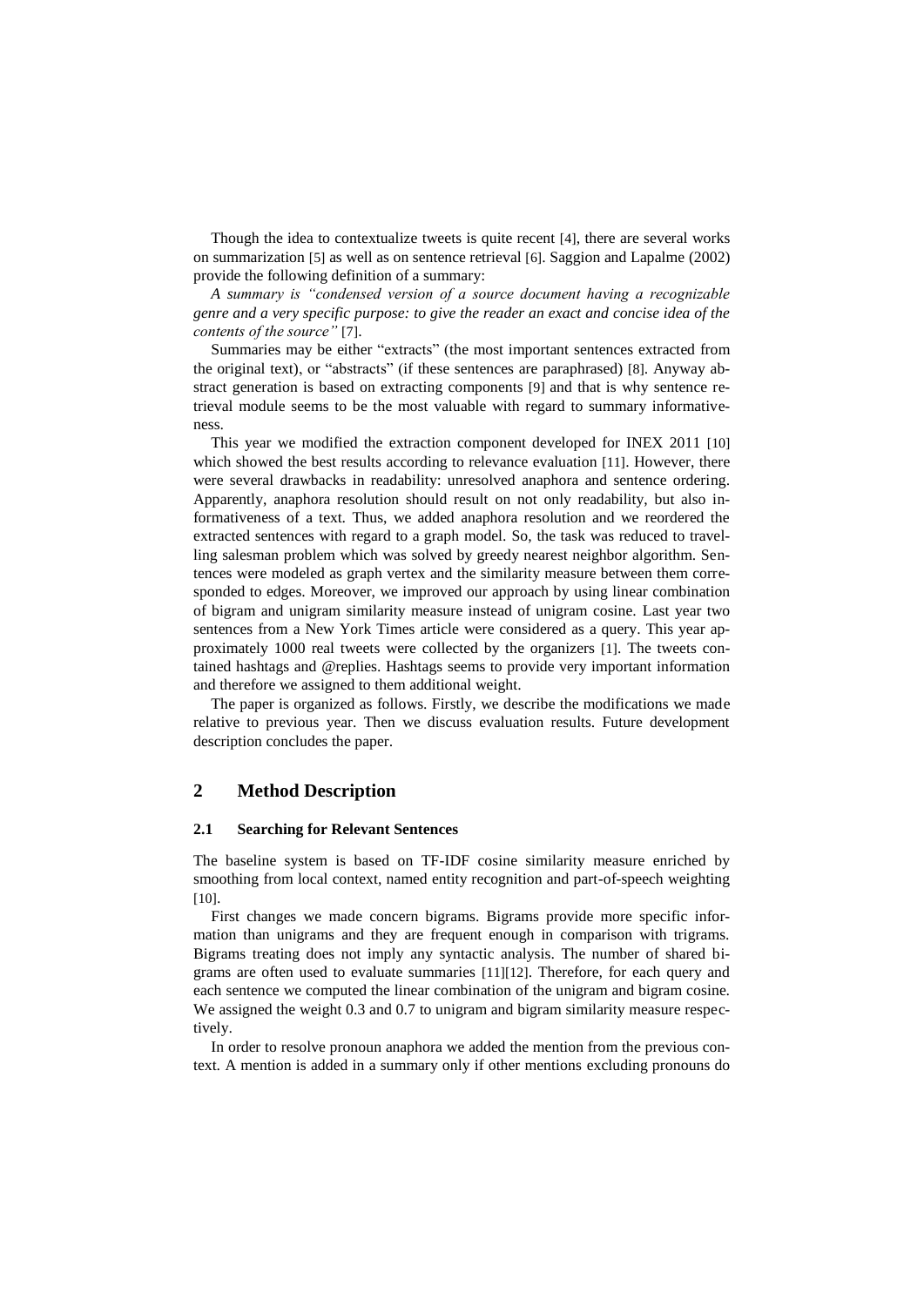Though the idea to contextualize tweets is quite recent [4], there are several works on summarization [5] as well as on sentence retrieval [6]. Saggion and Lapalme (2002) provide the following definition of a summary:

*A summary is "condensed version of a source document having a recognizable genre and a very specific purpose: to give the reader an exact and concise idea of the contents of the source"* [7].

Summaries may be either "extracts" (the most important sentences extracted from the original text), or "abstracts" (if these sentences are paraphrased) [8]. Anyway abstract generation is based on extracting components [9] and that is why sentence retrieval module seems to be the most valuable with regard to summary informativeness.

This year we modified the extraction component developed for INEX 2011 [10] which showed the best results according to relevance evaluation [11]. However, there were several drawbacks in readability: unresolved anaphora and sentence ordering. Apparently, anaphora resolution should result on not only readability, but also informativeness of a text. Thus, we added anaphora resolution and we reordered the extracted sentences with regard to a graph model. So, the task was reduced to travelling salesman problem which was solved by greedy nearest neighbor algorithm. Sentences were modeled as graph vertex and the similarity measure between them corresponded to edges. Moreover, we improved our approach by using linear combination of bigram and unigram similarity measure instead of unigram cosine. Last year two sentences from a New York Times article were considered as a query. This year approximately 1000 real tweets were collected by the organizers [1]. The tweets contained hashtags and @replies. Hashtags seems to provide very important information and therefore we assigned to them additional weight.

The paper is organized as follows. Firstly, we describe the modifications we made relative to previous year. Then we discuss evaluation results. Future development description concludes the paper.

## 2 Method Description

### 2.1 Searching for Relevant Sentences

The baseline system is based on TF-IDF cosine similarity measure enriched by smoothing from local context, named entity recognition and part-of-speech weighting [10].

First changes we made concern bigrams. Bigrams provide more specific information than unigrams and they are frequent enough in comparison with trigrams. Bigrams treating does not imply any syntactic analysis. The number of shared bigrams are often used to evaluate summaries [11][12]. Therefore, for each query and each sentence we computed the linear combination of the unigram and bigram cosine. We assigned the weight 0.3 and 0.7 to unigram and bigram similarity measure respectively.

In order to resolve pronoun anaphora we added the mention from the previous context. A mention is added in a summary only if other mentions excluding pronouns do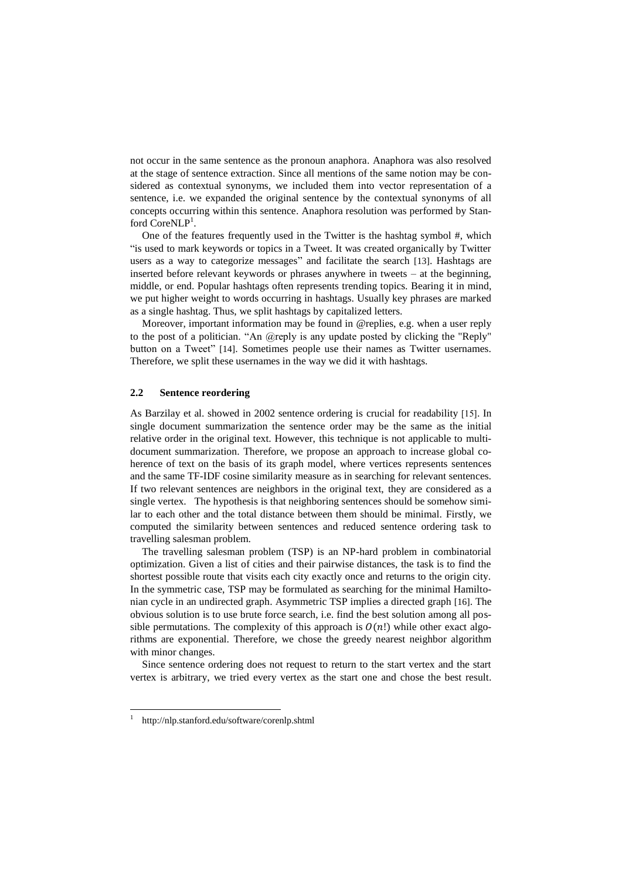not occur in the same sentence as the pronoun anaphora. Anaphora was also resolved at the stage of sentence extraction. Since all mentions of the same notion may be considered as contextual synonyms, we included them into vector representation of a sentence, i.e. we expanded the original sentence by the contextual synonyms of all concepts occurring within this sentence. Anaphora resolution was performed by Stanford CoreNLP[1].

One of the features frequently used in the Twitter is the hashtag symbol #, which "is used to mark keywords or topics in a Tweet. It was created organically by Twitter users as a way to categorize messages" and facilitate the search [13]. Hashtags are inserted before relevant keywords or phrases anywhere in tweets – at the beginning, middle, or end. Popular hashtags often represents trending topics. Bearing it in mind, we put higher weight to words occurring in hashtags. Usually key phrases are marked as a single hashtag. Thus, we split hashtags by capitalized letters.

Moreover, important information may be found in @replies, e.g. when a user reply to the post of a politician. "An @reply is any update posted by clicking the "Reply" button on a Tweet" [14]. Sometimes people use their names as Twitter usernames. Therefore, we split these usernames in the way we did it with hashtags.

### 2.2 Sentence reordering

As Barzilay et al. showed in 2002 sentence ordering is crucial for readability [15]. In single document summarization the sentence order may be the same as the initial relative order in the original text. However, this technique is not applicable to multi-document summarization. Therefore, we propose an approach to increase global coherence of text on the basis of its graph model, where vertices represents sentences and the same TF-IDF cosine similarity measure as in searching for relevant sentences. If two relevant sentences are neighbors in the original text, they are considered as a single vertex. The hypothesis is that neighboring sentences should be somehow similar to each other and the total distance between them should be minimal. Firstly, we computed the similarity between sentences and reduced sentence ordering task to travelling salesman problem.

The travelling salesman problem (TSP) is an NP-hard problem in combinatorial optimization. Given a list of cities and their pairwise distances, the task is to find the shortest possible route that visits each city exactly once and returns to the origin city. In the symmetric case, TSP may be formulated as searching for the minimal Hamiltonian cycle in an undirected graph. Asymmetric TSP implies a directed graph [16]. The obvious solution is to use brute force search, i.e. find the best solution among all possible permutations. The complexity of this approach is $O(n!)$ while other exact algorithms are exponential. Therefore, we chose the greedy nearest neighbor algorithm with minor changes.

Since sentence ordering does not request to return to the start vertex and the start vertex is arbitrary, we tried every vertex as the start one and chose the best result.

[1] http://nlp.stanford.edu/software/corenlp.shtml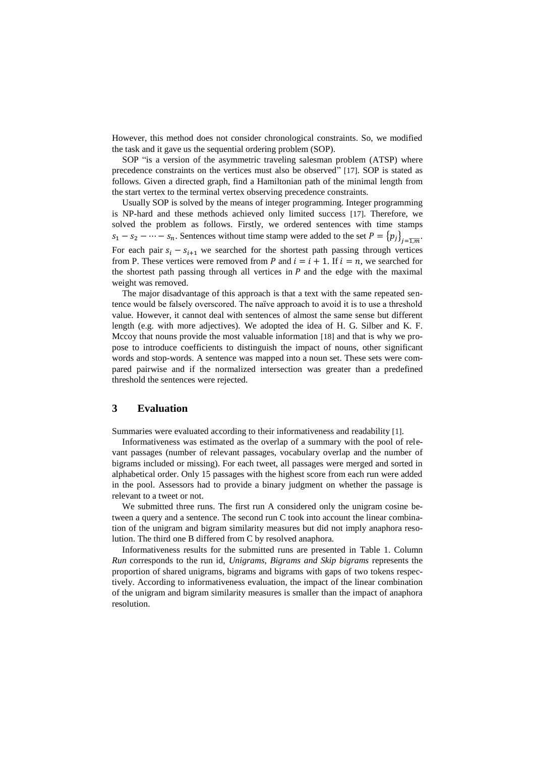However, this method does not consider chronological constraints. So, we modified the task and it gave us the sequential ordering problem (SOP).

SOP "is a version of the asymmetric traveling salesman problem (ATSP) where precedence constraints on the vertices must also be observed" [17]. SOP is stated as follows. Given a directed graph, find a Hamiltonian path of the minimal length from the start vertex to the terminal vertex observing precedence constraints.

Usually SOP is solved by the means of integer programming. Integer programming is NP-hard and these methods achieved only limited success [17]. Therefore, we solved the problem as follows. Firstly, we ordered sentences with time stamps $s_1 - s_2 - \cdots - s_n$. Sentences without time stamp were added to the set $P = \{p_j\}_{j=\overline{1,m}}$. For each pair $s_i - s_{i+1}$ we searched for the shortest path passing through vertices from P. These vertices were removed from $P$ and $i = i + 1$. If $i = n$, we searched for the shortest path passing through all vertices in $P$ and the edge with the maximal weight was removed.

The major disadvantage of this approach is that a text with the same repeated sentence would be falsely overscored. The naïve approach to avoid it is to use a threshold value. However, it cannot deal with sentences of almost the same sense but different length (e.g. with more adjectives). We adopted the idea of H. G. Silber and K. F. Mccoy that nouns provide the most valuable information [18] and that is why we propose to introduce coefficients to distinguish the impact of nouns, other significant words and stop-words. A sentence was mapped into a noun set. These sets were compared pairwise and if the normalized intersection was greater than a predefined threshold the sentences were rejected.

## 3 Evaluation

Summaries were evaluated according to their informativeness and readability [1].

Informativeness was estimated as the overlap of a summary with the pool of relevant passages (number of relevant passages, vocabulary overlap and the number of bigrams included or missing). For each tweet, all passages were merged and sorted in alphabetical order. Only 15 passages with the highest score from each run were added in the pool. Assessors had to provide a binary judgment on whether the passage is relevant to a tweet or not.

We submitted three runs. The first run A considered only the unigram cosine between a query and a sentence. The second run C took into account the linear combination of the unigram and bigram similarity measures but did not imply anaphora resolution. The third one B differed from C by resolved anaphora.

Informativeness results for the submitted runs are presented in Table 1. Column *Run* corresponds to the run id, *Unigrams, Bigrams and Skip bigrams* represents the proportion of shared unigrams, bigrams and bigrams with gaps of two tokens respectively. According to informativeness evaluation, the impact of the linear combination of the unigram and bigram similarity measures is smaller than the impact of anaphora resolution.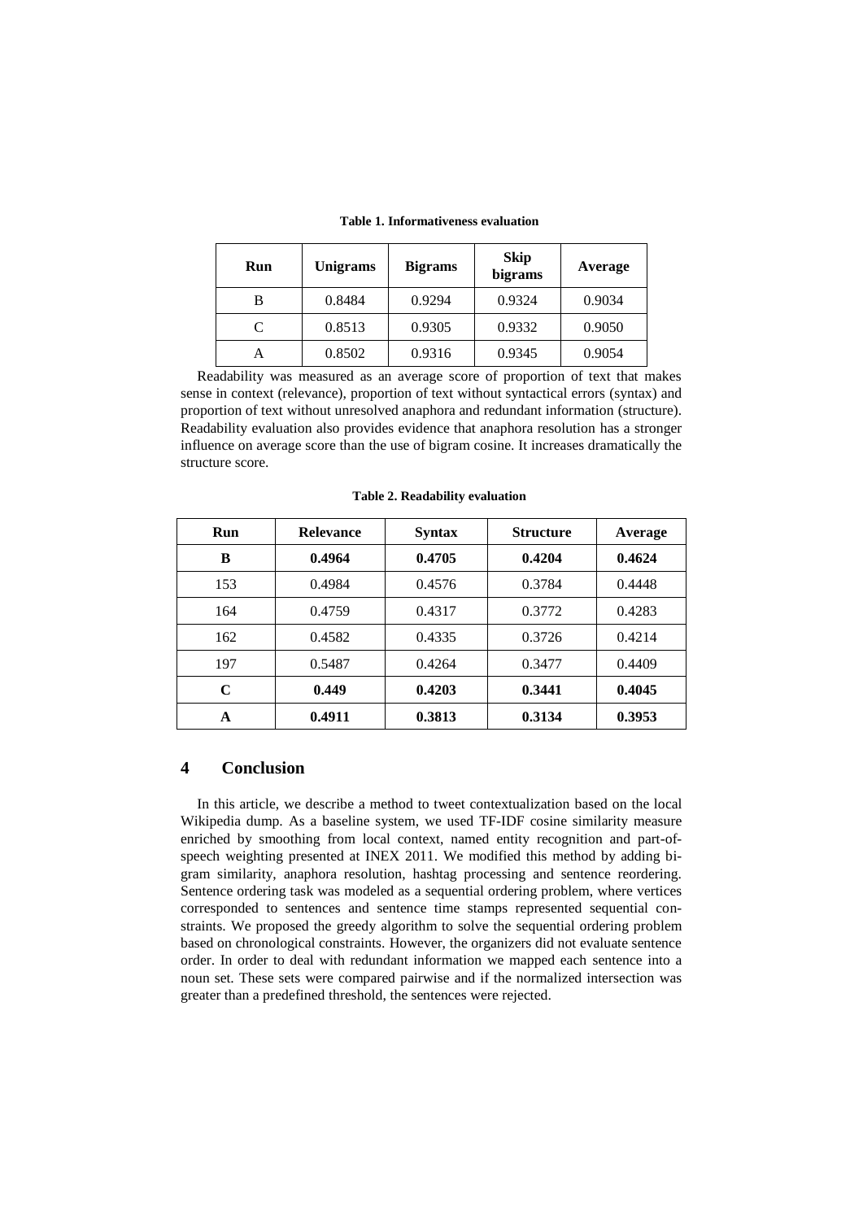**Table 1. Informativeness evaluation**

| Run | Unigrams | Bigrams | Skip bigrams | Average |
|---|---|---|---|---|
| B | 0.8484 | 0.9294 | 0.9324 | 0.9034 |
| C | 0.8513 | 0.9305 | 0.9332 | 0.9050 |
| A | 0.8502 | 0.9316 | 0.9345 | 0.9054 |

Readability was measured as an average score of proportion of text that makes sense in context (relevance), proportion of text without syntactical errors (syntax) and proportion of text without unresolved anaphora and redundant information (structure). Readability evaluation also provides evidence that anaphora resolution has a stronger influence on average score than the use of bigram cosine. It increases dramatically the structure score.

**Table 2. Readability evaluation**

| Run | Relevance | Syntax | Structure | Average |
|---|---|---|---|---|
| **B** | **0.4964** | **0.4705** | **0.4204** | **0.4624** |
| 153 | 0.4984 | 0.4576 | 0.3784 | 0.4448 |
| 164 | 0.4759 | 0.4317 | 0.3772 | 0.4283 |
| 162 | 0.4582 | 0.4335 | 0.3726 | 0.4214 |
| 197 | 0.5487 | 0.4264 | 0.3477 | 0.4409 |
| **C** | **0.449** | **0.4203** | **0.3441** | **0.4045** |
| **A** | **0.4911** | **0.3813** | **0.3134** | **0.3953** |

## 4 Conclusion

In this article, we describe a method to tweet contextualization based on the local Wikipedia dump. As a baseline system, we used TF-IDF cosine similarity measure enriched by smoothing from local context, named entity recognition and part-of-speech weighting presented at INEX 2011. We modified this method by adding bigram similarity, anaphora resolution, hashtag processing and sentence reordering. Sentence ordering task was modeled as a sequential ordering problem, where vertices corresponded to sentences and sentence time stamps represented sequential constraints. We proposed the greedy algorithm to solve the sequential ordering problem based on chronological constraints. However, the organizers did not evaluate sentence order. In order to deal with redundant information we mapped each sentence into a noun set. These sets were compared pairwise and if the normalized intersection was greater than a predefined threshold, the sentences were rejected.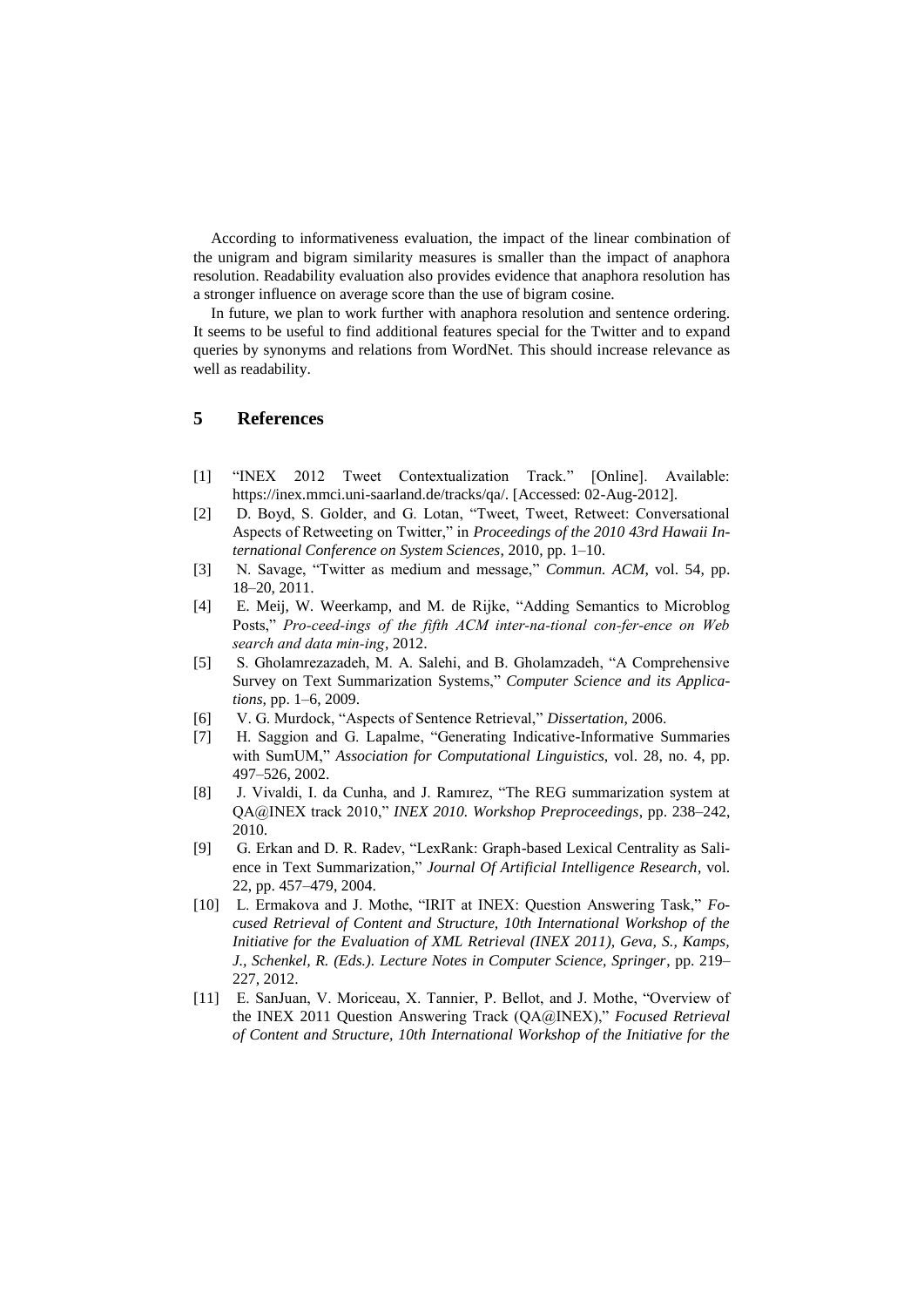According to informativeness evaluation, the impact of the linear combination of the unigram and bigram similarity measures is smaller than the impact of anaphora resolution. Readability evaluation also provides evidence that anaphora resolution has a stronger influence on average score than the use of bigram cosine.

In future, we plan to work further with anaphora resolution and sentence ordering. It seems to be useful to find additional features special for the Twitter and to expand queries by synonyms and relations from WordNet. This should increase relevance as well as readability.

## 5 References

[1] "INEX 2012 Tweet Contextualization Track." [Online]. Available: https://inex.mmci.uni-saarland.de/tracks/qa/. [Accessed: 02-Aug-2012].

[2] D. Boyd, S. Golder, and G. Lotan, "Tweet, Tweet, Retweet: Conversational Aspects of Retweeting on Twitter," in *Proceedings of the 2010 43rd Hawaii International Conference on System Sciences*, 2010, pp. 1–10.

[3] N. Savage, "Twitter as medium and message," *Commun. ACM*, vol. 54, pp. 18–20, 2011.

[4] E. Meij, W. Weerkamp, and M. de Rijke, "Adding Semantics to Microblog Posts," *Pro-ceed-ings of the fifth ACM inter-na-tional con-fer-ence on Web search and data min-ing*, 2012.

[5] S. Gholamrezazadeh, M. A. Salehi, and B. Gholamzadeh, "A Comprehensive Survey on Text Summarization Systems," *Computer Science and its Applications*, pp. 1–6, 2009.

[6] V. G. Murdock, "Aspects of Sentence Retrieval," *Dissertation*, 2006.

[7] H. Saggion and G. Lapalme, "Generating Indicative-Informative Summaries with SumUM," *Association for Computational Linguistics*, vol. 28, no. 4, pp. 497–526, 2002.

[8] J. Vivaldi, I. da Cunha, and J. Ramırez, "The REG summarization system at QA@INEX track 2010," *INEX 2010. Workshop Preproceedings*, pp. 238–242, 2010.

[9] G. Erkan and D. R. Radev, "LexRank: Graph-based Lexical Centrality as Salience in Text Summarization," *Journal Of Artificial Intelligence Research*, vol. 22, pp. 457–479, 2004.

[10] L. Ermakova and J. Mothe, "IRIT at INEX: Question Answering Task," *Focused Retrieval of Content and Structure, 10th International Workshop of the Initiative for the Evaluation of XML Retrieval (INEX 2011), Geva, S., Kamps, J., Schenkel, R. (Eds.). Lecture Notes in Computer Science, Springer*, pp. 219–227, 2012.

[11] E. SanJuan, V. Moriceau, X. Tannier, P. Bellot, and J. Mothe, "Overview of the INEX 2011 Question Answering Track (QA@INEX)," *Focused Retrieval of Content and Structure, 10th International Workshop of the Initiative for the*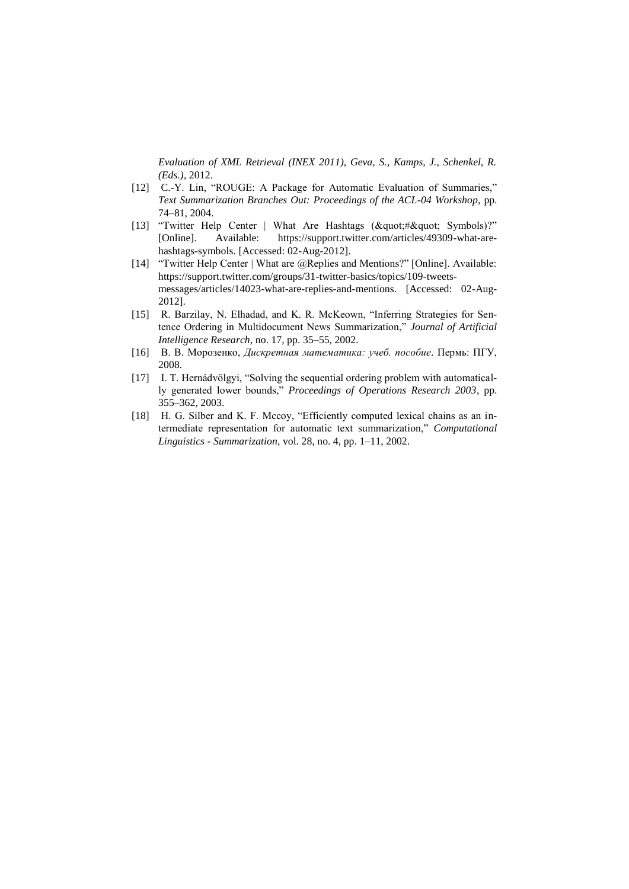*Evaluation of XML Retrieval (INEX 2011), Geva, S., Kamps, J., Schenkel, R. (Eds.)*, 2012.

[12] C.-Y. Lin, "ROUGE: A Package for Automatic Evaluation of Summaries," *Text Summarization Branches Out: Proceedings of the ACL-04 Workshop*, pp. 74–81, 2004.

[13] "Twitter Help Center | What Are Hashtags (&quot;#&quot; Symbols)?" [Online]. Available: https://support.twitter.com/articles/49309-what-are-hashtags-symbols. [Accessed: 02-Aug-2012].

[14] "Twitter Help Center | What are @Replies and Mentions?" [Online]. Available: https://support.twitter.com/groups/31-twitter-basics/topics/109-tweets-messages/articles/14023-what-are-replies-and-mentions. [Accessed: 02-Aug-2012].

[15] R. Barzilay, N. Elhadad, and K. R. McKeown, "Inferring Strategies for Sentence Ordering in Multidocument News Summarization," *Journal of Artificial Intelligence Research*, no. 17, pp. 35–55, 2002.

[16] В. В. Морозенко, *Дискретная математика: учеб. пособие*. Пермь: ПГУ, 2008.

[17] I. T. Hernádvölgyi, "Solving the sequential ordering problem with automatically generated lower bounds," *Proceedings of Operations Research 2003*, pp. 355–362, 2003.

[18] H. G. Silber and K. F. Mccoy, "Efficiently computed lexical chains as an intermediate representation for automatic text summarization," *Computational Linguistics - Summarization*, vol. 28, no. 4, pp. 1–11, 2002.